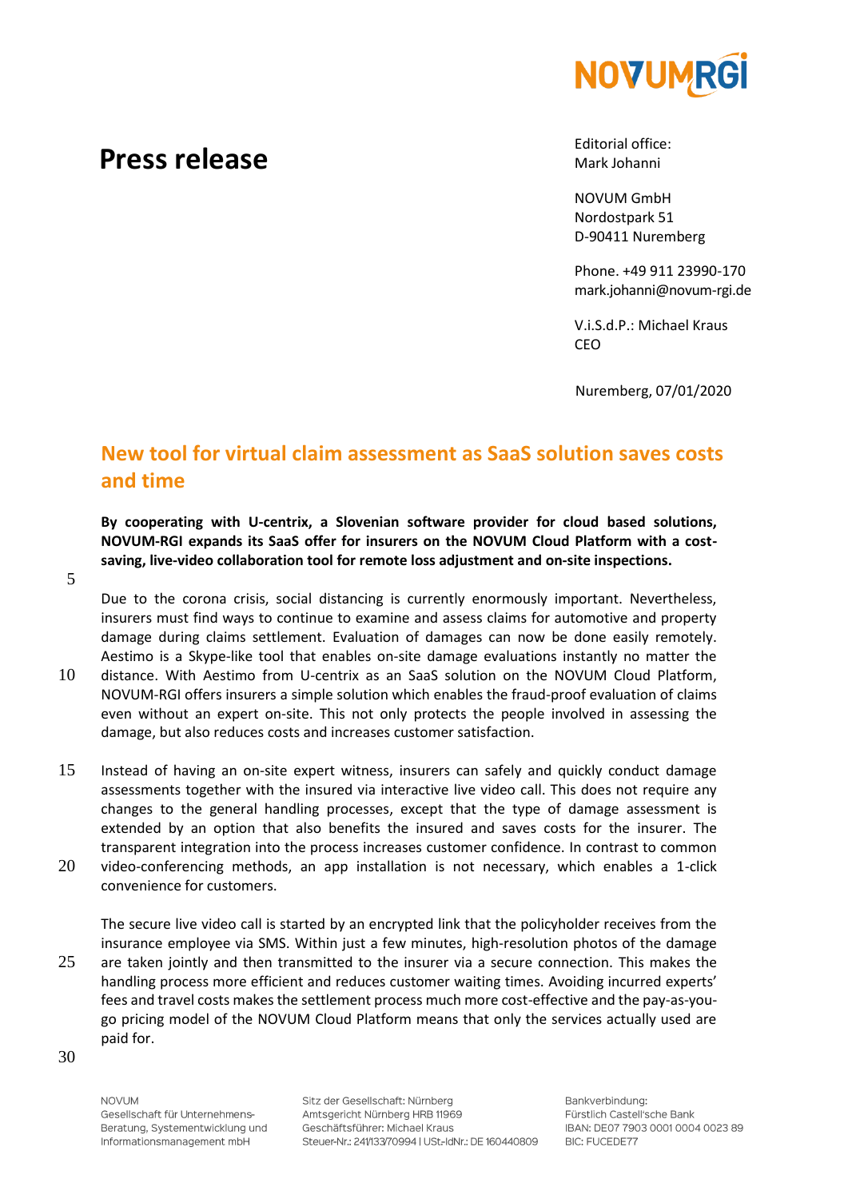# Press release

Editorial office:
Mark Johanni

NOVUM GmbH
Nordostpark 51
D-90411 Nuremberg

Phone. +49 911 23990-170
mark.johanni@novum-rgi.de

V.i.S.d.P.: Michael Kraus
CEO

Nuremberg, 07/01/2020

## New tool for virtual claim assessment as SaaS solution saves costs and time

**By cooperating with U-centrix, a Slovenian software provider for cloud based solutions, NOVUM-RGI expands its SaaS offer for insurers on the NOVUM Cloud Platform with a cost-saving, live-video collaboration tool for remote loss adjustment and on-site inspections.**

Due to the corona crisis, social distancing is currently enormously important. Nevertheless, insurers must find ways to continue to examine and assess claims for automotive and property damage during claims settlement. Evaluation of damages can now be done easily remotely. Aestimo is a Skype-like tool that enables on-site damage evaluations instantly no matter the distance. With Aestimo from U-centrix as an SaaS solution on the NOVUM Cloud Platform, NOVUM-RGI offers insurers a simple solution which enables the fraud-proof evaluation of claims even without an expert on-site. This not only protects the people involved in assessing the damage, but also reduces costs and increases customer satisfaction.

Instead of having an on-site expert witness, insurers can safely and quickly conduct damage assessments together with the insured via interactive live video call. This does not require any changes to the general handling processes, except that the type of damage assessment is extended by an option that also benefits the insured and saves costs for the insurer. The transparent integration into the process increases customer confidence. In contrast to common video-conferencing methods, an app installation is not necessary, which enables a 1-click convenience for customers.

The secure live video call is started by an encrypted link that the policyholder receives from the insurance employee via SMS. Within just a few minutes, high-resolution photos of the damage are taken jointly and then transmitted to the insurer via a secure connection. This makes the handling process more efficient and reduces customer waiting times. Avoiding incurred experts' fees and travel costs makes the settlement process much more cost-effective and the pay-as-you-go pricing model of the NOVUM Cloud Platform means that only the services actually used are paid for.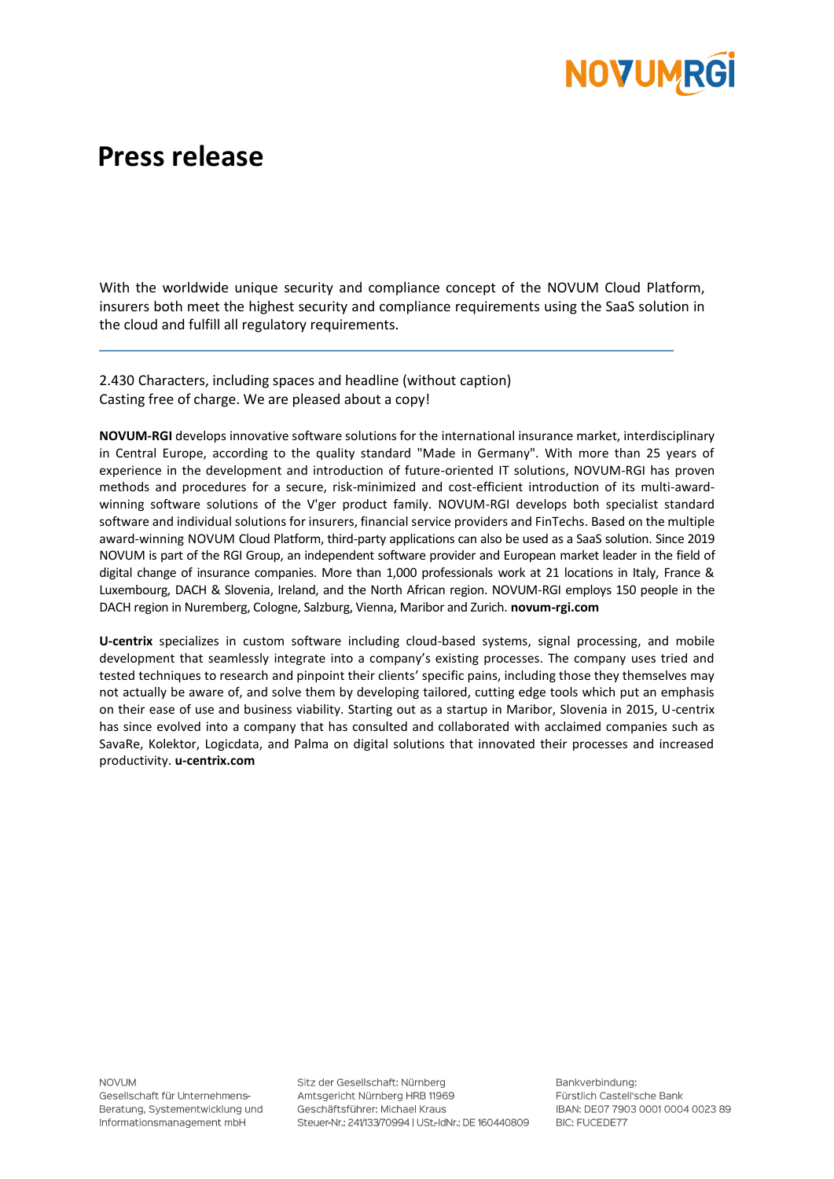# Press release

With the worldwide unique security and compliance concept of the NOVUM Cloud Platform, insurers both meet the highest security and compliance requirements using the SaaS solution in the cloud and fulfill all regulatory requirements.

---

2.430 Characters, including spaces and headline (without caption)
Casting free of charge. We are pleased about a copy!

**NOVUM-RGI** develops innovative software solutions for the international insurance market, interdisciplinary in Central Europe, according to the quality standard "Made in Germany". With more than 25 years of experience in the development and introduction of future-oriented IT solutions, NOVUM-RGI has proven methods and procedures for a secure, risk-minimized and cost-efficient introduction of its multi-award-winning software solutions of the V'ger product family. NOVUM-RGI develops both specialist standard software and individual solutions for insurers, financial service providers and FinTechs. Based on the multiple award-winning NOVUM Cloud Platform, third-party applications can also be used as a SaaS solution. Since 2019 NOVUM is part of the RGI Group, an independent software provider and European market leader in the field of digital change of insurance companies. More than 1,000 professionals work at 21 locations in Italy, France & Luxembourg, DACH & Slovenia, Ireland, and the North African region. NOVUM-RGI employs 150 people in the DACH region in Nuremberg, Cologne, Salzburg, Vienna, Maribor and Zurich. **novum-rgi.com**

**U-centrix** specializes in custom software including cloud-based systems, signal processing, and mobile development that seamlessly integrate into a company's existing processes. The company uses tried and tested techniques to research and pinpoint their clients' specific pains, including those they themselves may not actually be aware of, and solve them by developing tailored, cutting edge tools which put an emphasis on their ease of use and business viability. Starting out as a startup in Maribor, Slovenia in 2015, U-centrix has since evolved into a company that has consulted and collaborated with acclaimed companies such as SavaRe, Kolektor, Logicdata, and Palma on digital solutions that innovated their processes and increased productivity. **u-centrix.com**

NOVUM
Gesellschaft für Unternehmens-Beratung, Systementwicklung und Informationsmanagement mbH

Sitz der Gesellschaft: Nürnberg
Amtsgericht Nürnberg HRB 11969
Geschäftsführer: Michael Kraus
Steuer-Nr.: 241/133/70994 | USt.-IdNr.: DE 160440809

Bankverbindung:
Fürstlich Castell'sche Bank
IBAN: DE07 7903 0001 0004 0023 89
BIC: FUCEDE77